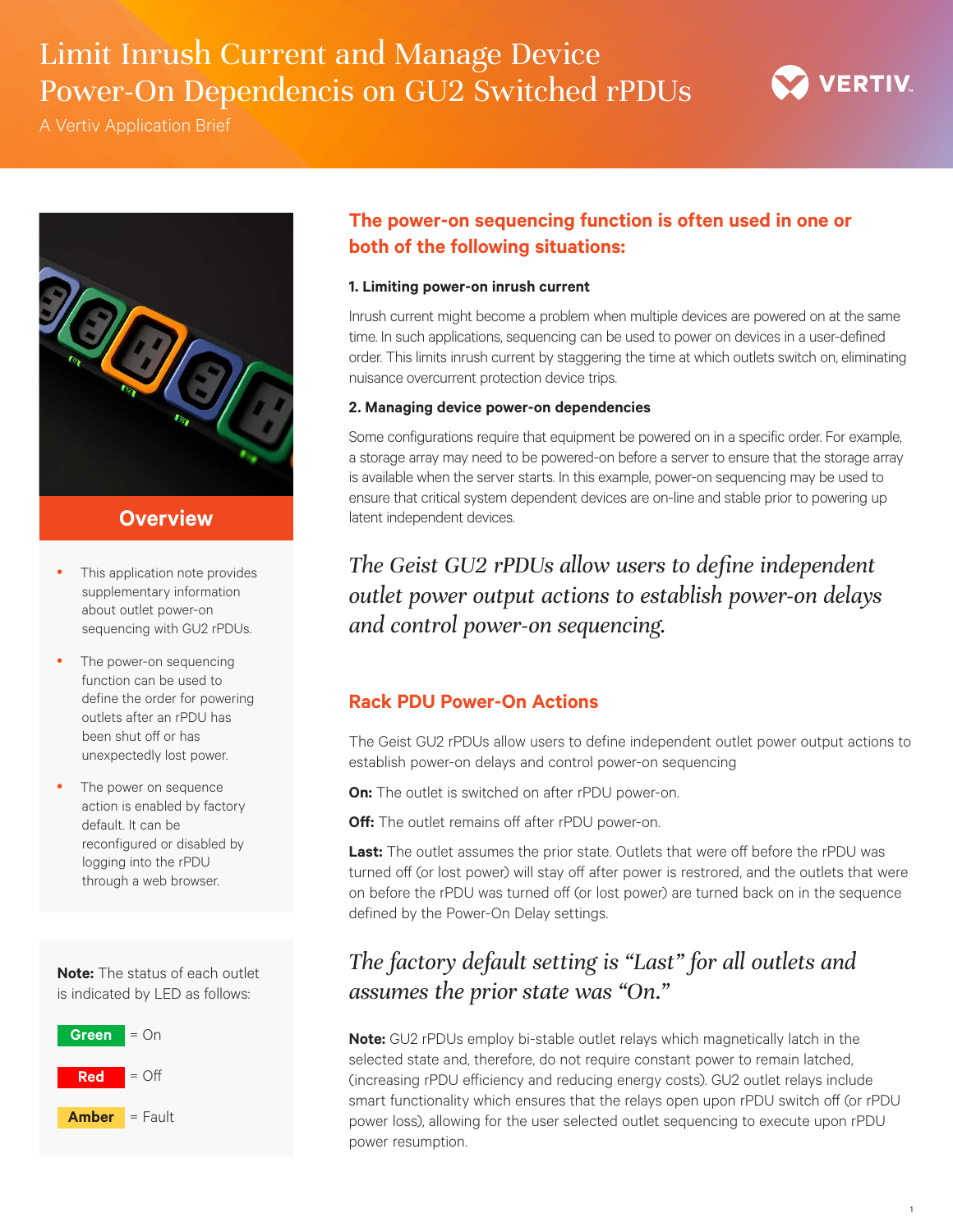# Limit Inrush Current and Manage Device Power-On Dependencis on GU2 Switched rPDUs

A Vertiv Application Brief

## Overview

- This application note provides supplementary information about outlet power-on sequencing with GU2 rPDUs.
- The power-on sequencing function can be used to define the order for powering outlets after an rPDU has been shut off or has unexpectedly lost power.
- The power on sequence action is enabled by factory default. It can be reconfigured or disabled by logging into the rPDU through a web browser.

**Note:** The status of each outlet is indicated by LED as follows:

**Green** = On

**Red** = Off

**Amber** = Fault

## The power-on sequencing function is often used in one or both of the following situations:

### 1. Limiting power-on inrush current

Inrush current might become a problem when multiple devices are powered on at the same time. In such applications, sequencing can be used to power on devices in a user-defined order. This limits inrush current by staggering the time at which outlets switch on, eliminating nuisance overcurrent protection device trips.

### 2. Managing device power-on dependencies

Some configurations require that equipment be powered on in a specific order. For example, a storage array may need to be powered-on before a server to ensure that the storage array is available when the server starts. In this example, power-on sequencing may be used to ensure that critical system dependent devices are on-line and stable prior to powering up latent independent devices.

*The Geist GU2 rPDUs allow users to define independent outlet power output actions to establish power-on delays and control power-on sequencing.*

## Rack PDU Power-On Actions

The Geist GU2 rPDUs allow users to define independent outlet power output actions to establish power-on delays and control power-on sequencing

**On:** The outlet is switched on after rPDU power-on.

**Off:** The outlet remains off after rPDU power-on.

**Last:** The outlet assumes the prior state. Outlets that were off before the rPDU was turned off (or lost power) will stay off after power is restrored, and the outlets that were on before the rPDU was turned off (or lost power) are turned back on in the sequence defined by the Power-On Delay settings.

*The factory default setting is "Last" for all outlets and assumes the prior state was "On."*

**Note:** GU2 rPDUs employ bi-stable outlet relays which magnetically latch in the selected state and, therefore, do not require constant power to remain latched, (increasing rPDU efficiency and reducing energy costs). GU2 outlet relays include smart functionality which ensures that the relays open upon rPDU switch off (or rPDU power loss), allowing for the user selected outlet sequencing to execute upon rPDU power resumption.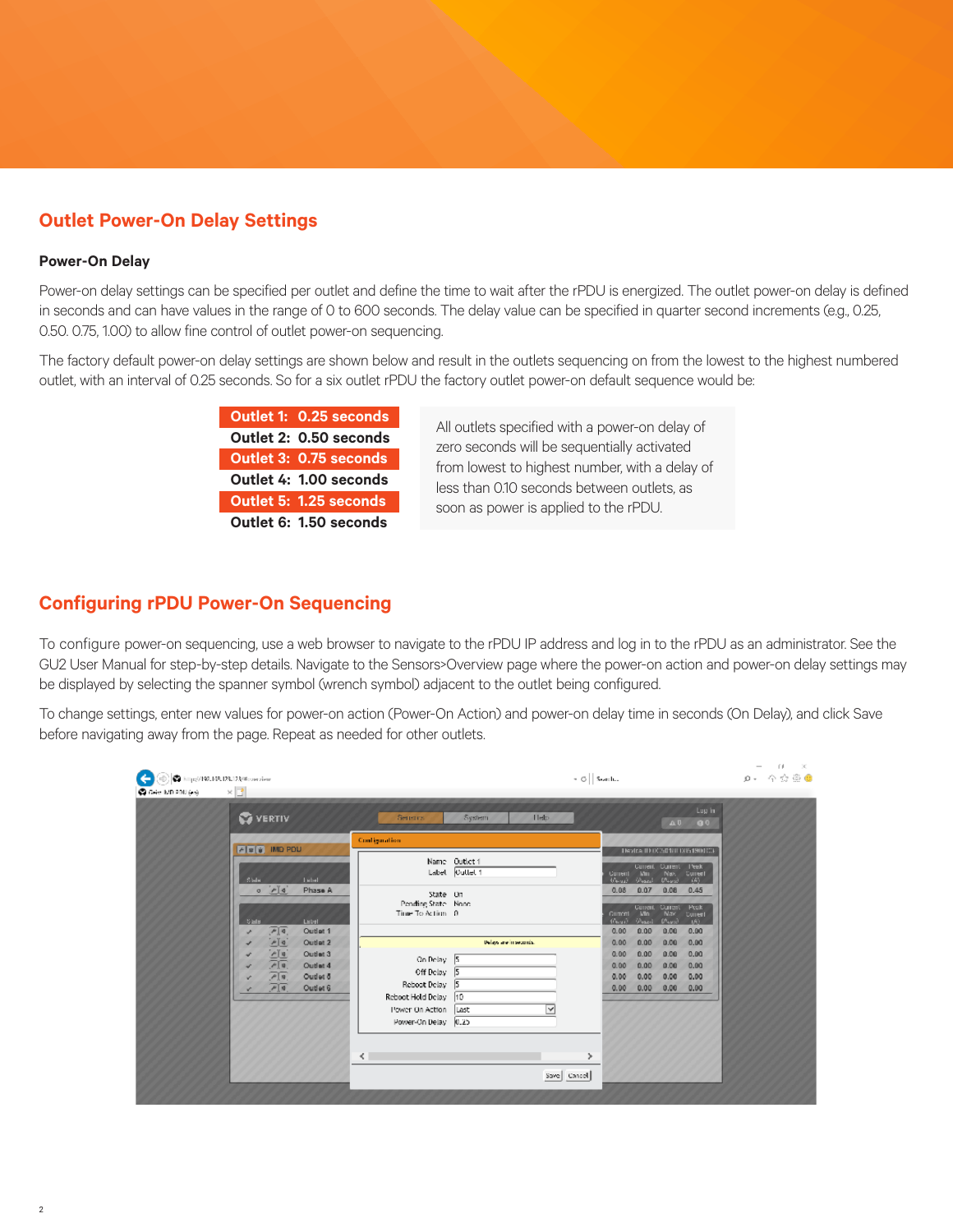## Outlet Power-On Delay Settings

### Power-On Delay

Power-on delay settings can be specified per outlet and define the time to wait after the rPDU is energized. The outlet power-on delay is defined in seconds and can have values in the range of 0 to 600 seconds. The delay value can be specified in quarter second increments (e.g., 0.25, 0.50. 0.75, 1.00) to allow fine control of outlet power-on sequencing.

The factory default power-on delay settings are shown below and result in the outlets sequencing on from the lowest to the highest numbered outlet, with an interval of 0.25 seconds. So for a six outlet rPDU the factory outlet power-on default sequence would be:

**Outlet 1: 0.25 seconds**
**Outlet 2: 0.50 seconds**
**Outlet 3: 0.75 seconds**
**Outlet 4: 1.00 seconds**
**Outlet 5: 1.25 seconds**
**Outlet 6: 1.50 seconds**

All outlets specified with a power-on delay of zero seconds will be sequentially activated from lowest to highest number, with a delay of less than 0.10 seconds between outlets, as soon as power is applied to the rPDU.

## Configuring rPDU Power-On Sequencing

To configure power-on sequencing, use a web browser to navigate to the rPDU IP address and log in to the rPDU as an administrator. See the GU2 User Manual for step-by-step details. Navigate to the Sensors>Overview page where the power-on action and power-on delay settings may be displayed by selecting the spanner symbol (wrench symbol) adjacent to the outlet being configured.

To change settings, enter new values for power-on action (Power-On Action) and power-on delay time in seconds (On Delay), and click Save before navigating away from the page. Repeat as needed for other outlets.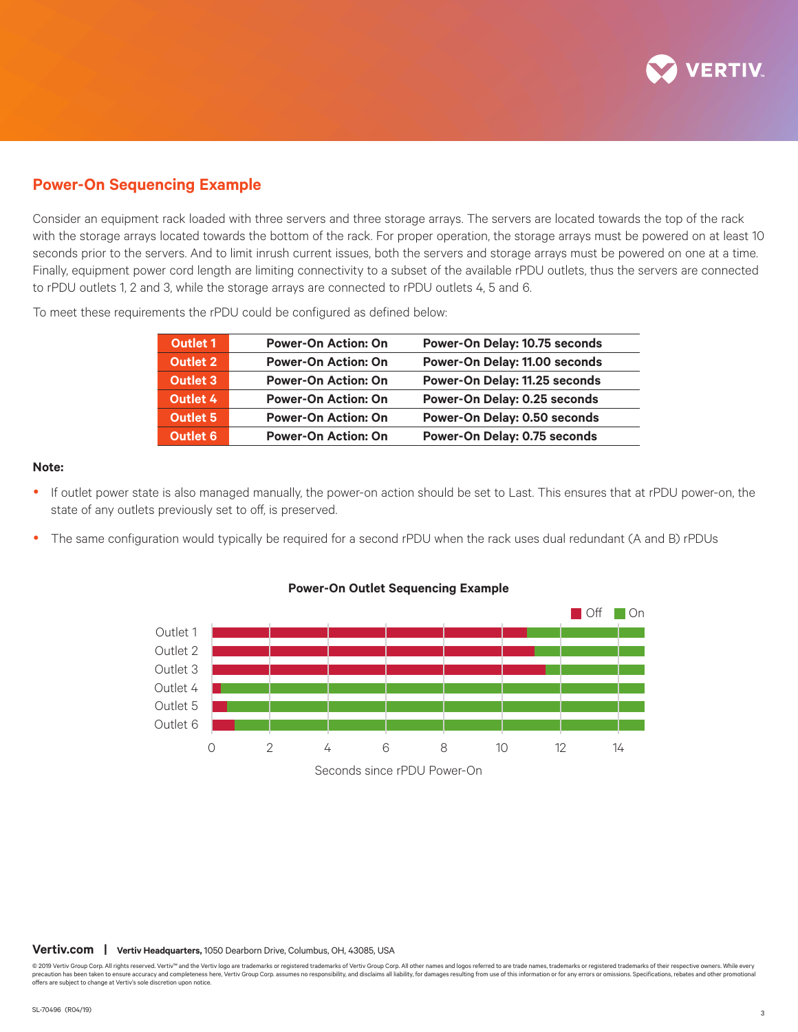## Power-On Sequencing Example

Consider an equipment rack loaded with three servers and three storage arrays. The servers are located towards the top of the rack with the storage arrays located towards the bottom of the rack. For proper operation, the storage arrays must be powered on at least 10 seconds prior to the servers. And to limit inrush current issues, both the servers and storage arrays must be powered on one at a time. Finally, equipment power cord length are limiting connectivity to a subset of the available rPDU outlets, thus the servers are connected to rPDU outlets 1, 2 and 3, while the storage arrays are connected to rPDU outlets 4, 5 and 6.

To meet these requirements the rPDU could be configured as defined below:

| | | |
|---|---|---|
| **Outlet 1** | **Power-On Action: On** | **Power-On Delay: 10.75 seconds** |
| **Outlet 2** | **Power-On Action: On** | **Power-On Delay: 11.00 seconds** |
| **Outlet 3** | **Power-On Action: On** | **Power-On Delay: 11.25 seconds** |
| **Outlet 4** | **Power-On Action: On** | **Power-On Delay: 0.25 seconds** |
| **Outlet 5** | **Power-On Action: On** | **Power-On Delay: 0.50 seconds** |
| **Outlet 6** | **Power-On Action: On** | **Power-On Delay: 0.75 seconds** |

**Note:**

- If outlet power state is also managed manually, the power-on action should be set to Last. This ensures that at rPDU power-on, the state of any outlets previously set to off, is preserved.
- The same configuration would typically be required for a second rPDU when the rack uses dual redundant (A and B) rPDUs

**Power-On Outlet Sequencing Example**

Off On

Outlet 1
Outlet 2
Outlet 3
Outlet 4
Outlet 5
Outlet 6

0 2 4 6 8 10 12 14

Seconds since rPDU Power-On

**Vertiv.com** | **Vertiv Headquarters,** 1050 Dearborn Drive, Columbus, OH, 43085, USA

© 2019 Vertiv Group Corp. All rights reserved. Vertiv™ and the Vertiv logo are trademarks or registered trademarks of Vertiv Group Corp. All other names and logos referred to are trade names, trademarks or registered trademarks of their respective owners. While every precaution has been taken to ensure accuracy and completeness here, Vertiv Group Corp. assumes no responsibility, and disclaims all liability, for damages resulting from use of this information or for any errors or omissions. Specifications, rebates and other promotional offers are subject to change at Vertiv's sole discretion upon notice.

SL-70496 (R04/19)